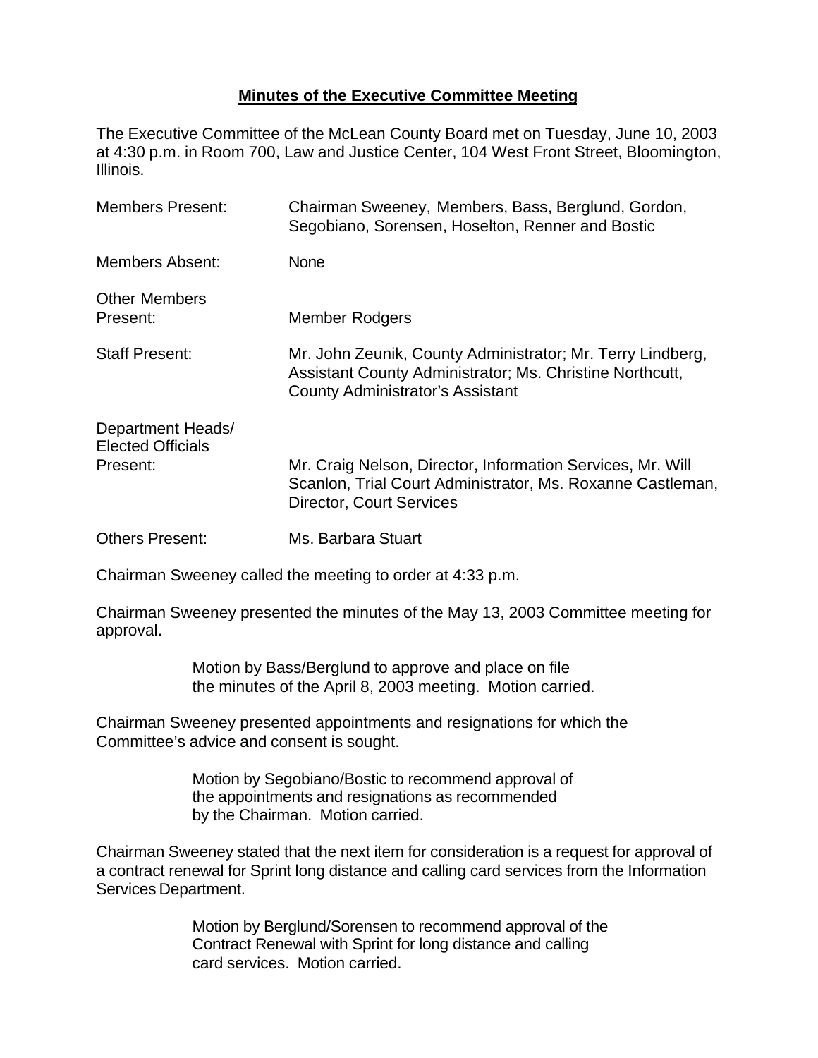# Minutes of the Executive Committee Meeting

The Executive Committee of the McLean County Board met on Tuesday, June 10, 2003 at 4:30 p.m. in Room 700, Law and Justice Center, 104 West Front Street, Bloomington, Illinois.

| | |
|---|---|
| Members Present: | Chairman Sweeney, Members, Bass, Berglund, Gordon, Segobiano, Sorensen, Hoselton, Renner and Bostic |
| Members Absent: | None |
| Other Members Present: | Member Rodgers |
| Staff Present: | Mr. John Zeunik, County Administrator; Mr. Terry Lindberg, Assistant County Administrator; Ms. Christine Northcutt, County Administrator's Assistant |
| Department Heads/ Elected Officials Present: | Mr. Craig Nelson, Director, Information Services, Mr. Will Scanlon, Trial Court Administrator, Ms. Roxanne Castleman, Director, Court Services |
| Others Present: | Ms. Barbara Stuart |

Chairman Sweeney called the meeting to order at 4:33 p.m.

Chairman Sweeney presented the minutes of the May 13, 2003 Committee meeting for approval.

> Motion by Bass/Berglund to approve and place on file the minutes of the April 8, 2003 meeting. Motion carried.

Chairman Sweeney presented appointments and resignations for which the Committee's advice and consent is sought.

> Motion by Segobiano/Bostic to recommend approval of the appointments and resignations as recommended by the Chairman. Motion carried.

Chairman Sweeney stated that the next item for consideration is a request for approval of a contract renewal for Sprint long distance and calling card services from the Information Services Department.

> Motion by Berglund/Sorensen to recommend approval of the Contract Renewal with Sprint for long distance and calling card services. Motion carried.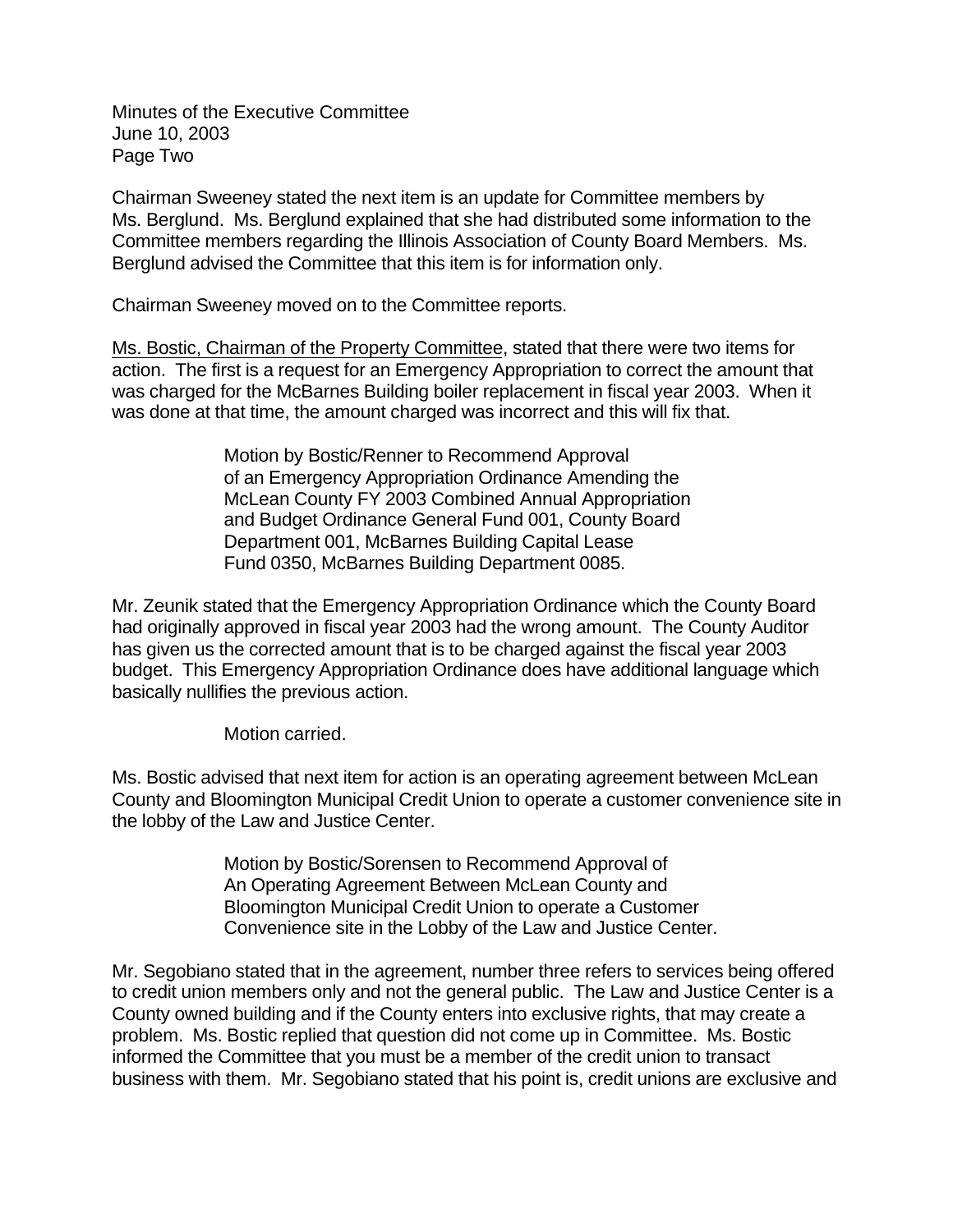Chairman Sweeney stated the next item is an update for Committee members by Ms. Berglund. Ms. Berglund explained that she had distributed some information to the Committee members regarding the Illinois Association of County Board Members. Ms. Berglund advised the Committee that this item is for information only.

Chairman Sweeney moved on to the Committee reports.

Ms. Bostic, Chairman of the Property Committee, stated that there were two items for action. The first is a request for an Emergency Appropriation to correct the amount that was charged for the McBarnes Building boiler replacement in fiscal year 2003. When it was done at that time, the amount charged was incorrect and this will fix that.

> Motion by Bostic/Renner to Recommend Approval of an Emergency Appropriation Ordinance Amending the McLean County FY 2003 Combined Annual Appropriation and Budget Ordinance General Fund 001, County Board Department 001, McBarnes Building Capital Lease Fund 0350, McBarnes Building Department 0085.

Mr. Zeunik stated that the Emergency Appropriation Ordinance which the County Board had originally approved in fiscal year 2003 had the wrong amount. The County Auditor has given us the corrected amount that is to be charged against the fiscal year 2003 budget. This Emergency Appropriation Ordinance does have additional language which basically nullifies the previous action.

> Motion carried.

Ms. Bostic advised that next item for action is an operating agreement between McLean County and Bloomington Municipal Credit Union to operate a customer convenience site in the lobby of the Law and Justice Center.

> Motion by Bostic/Sorensen to Recommend Approval of An Operating Agreement Between McLean County and Bloomington Municipal Credit Union to operate a Customer Convenience site in the Lobby of the Law and Justice Center.

Mr. Segobiano stated that in the agreement, number three refers to services being offered to credit union members only and not the general public. The Law and Justice Center is a County owned building and if the County enters into exclusive rights, that may create a problem. Ms. Bostic replied that question did not come up in Committee. Ms. Bostic informed the Committee that you must be a member of the credit union to transact business with them. Mr. Segobiano stated that his point is, credit unions are exclusive and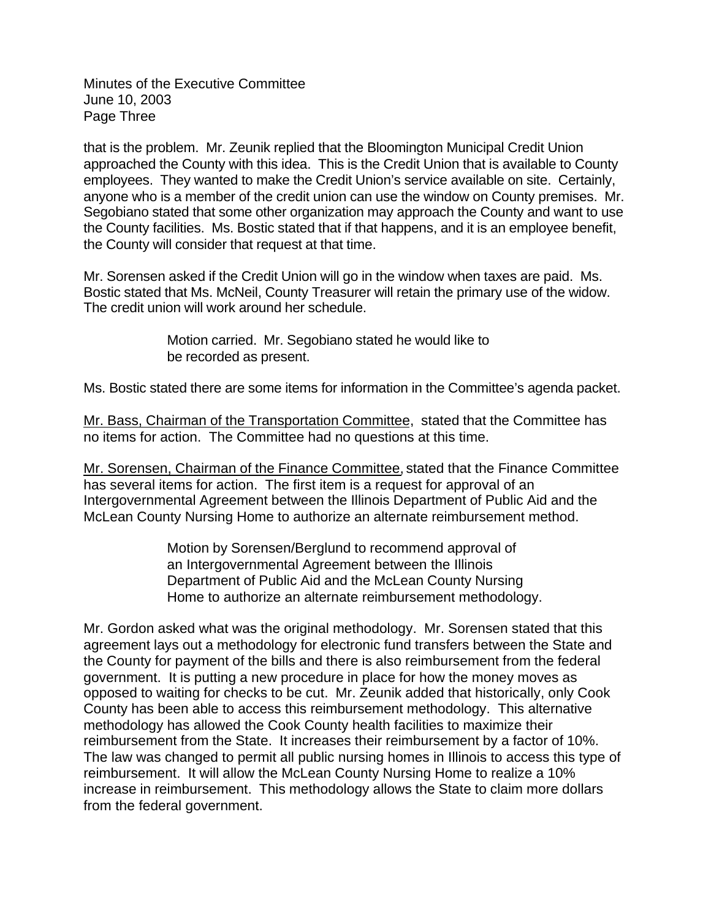that is the problem. Mr. Zeunik replied that the Bloomington Municipal Credit Union approached the County with this idea. This is the Credit Union that is available to County employees. They wanted to make the Credit Union's service available on site. Certainly, anyone who is a member of the credit union can use the window on County premises. Mr. Segobiano stated that some other organization may approach the County and want to use the County facilities. Ms. Bostic stated that if that happens, and it is an employee benefit, the County will consider that request at that time.

Mr. Sorensen asked if the Credit Union will go in the window when taxes are paid. Ms. Bostic stated that Ms. McNeil, County Treasurer will retain the primary use of the widow. The credit union will work around her schedule.

> Motion carried. Mr. Segobiano stated he would like to be recorded as present.

Ms. Bostic stated there are some items for information in the Committee's agenda packet.

<u>Mr. Bass, Chairman of the Transportation Committee</u>, stated that the Committee has no items for action. The Committee had no questions at this time.

<u>Mr. Sorensen, Chairman of the Finance Committee</u>, stated that the Finance Committee has several items for action. The first item is a request for approval of an Intergovernmental Agreement between the Illinois Department of Public Aid and the McLean County Nursing Home to authorize an alternate reimbursement method.

> Motion by Sorensen/Berglund to recommend approval of an Intergovernmental Agreement between the Illinois Department of Public Aid and the McLean County Nursing Home to authorize an alternate reimbursement methodology.

Mr. Gordon asked what was the original methodology. Mr. Sorensen stated that this agreement lays out a methodology for electronic fund transfers between the State and the County for payment of the bills and there is also reimbursement from the federal government. It is putting a new procedure in place for how the money moves as opposed to waiting for checks to be cut. Mr. Zeunik added that historically, only Cook County has been able to access this reimbursement methodology. This alternative methodology has allowed the Cook County health facilities to maximize their reimbursement from the State. It increases their reimbursement by a factor of 10%. The law was changed to permit all public nursing homes in Illinois to access this type of reimbursement. It will allow the McLean County Nursing Home to realize a 10% increase in reimbursement. This methodology allows the State to claim more dollars from the federal government.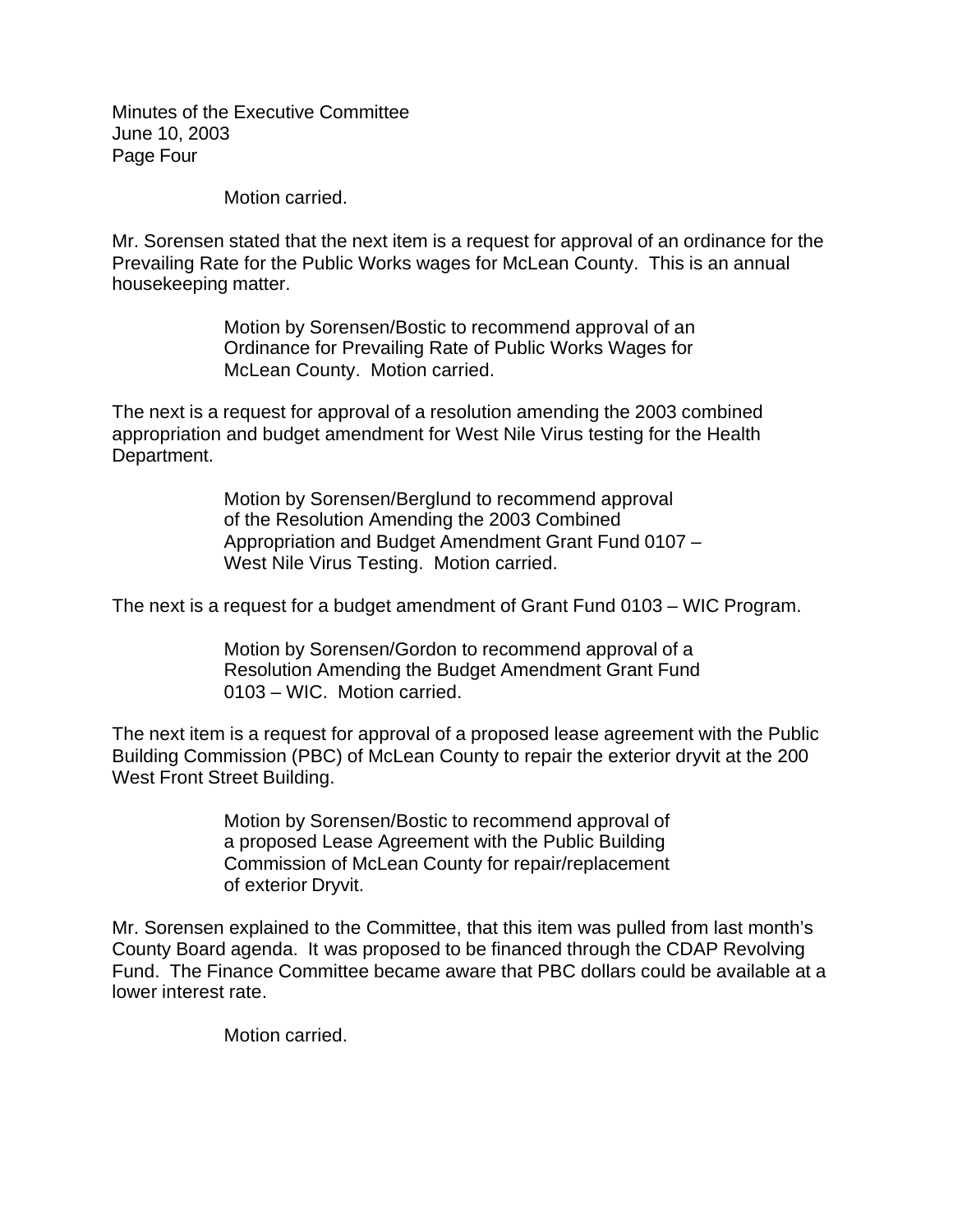Motion carried.

Mr. Sorensen stated that the next item is a request for approval of an ordinance for the Prevailing Rate for the Public Works wages for McLean County. This is an annual housekeeping matter.

> Motion by Sorensen/Bostic to recommend approval of an Ordinance for Prevailing Rate of Public Works Wages for McLean County. Motion carried.

The next is a request for approval of a resolution amending the 2003 combined appropriation and budget amendment for West Nile Virus testing for the Health Department.

> Motion by Sorensen/Berglund to recommend approval of the Resolution Amending the 2003 Combined Appropriation and Budget Amendment Grant Fund 0107 – West Nile Virus Testing. Motion carried.

The next is a request for a budget amendment of Grant Fund 0103 – WIC Program.

> Motion by Sorensen/Gordon to recommend approval of a Resolution Amending the Budget Amendment Grant Fund 0103 – WIC. Motion carried.

The next item is a request for approval of a proposed lease agreement with the Public Building Commission (PBC) of McLean County to repair the exterior dryvit at the 200 West Front Street Building.

> Motion by Sorensen/Bostic to recommend approval of a proposed Lease Agreement with the Public Building Commission of McLean County for repair/replacement of exterior Dryvit.

Mr. Sorensen explained to the Committee, that this item was pulled from last month's County Board agenda. It was proposed to be financed through the CDAP Revolving Fund. The Finance Committee became aware that PBC dollars could be available at a lower interest rate.

> Motion carried.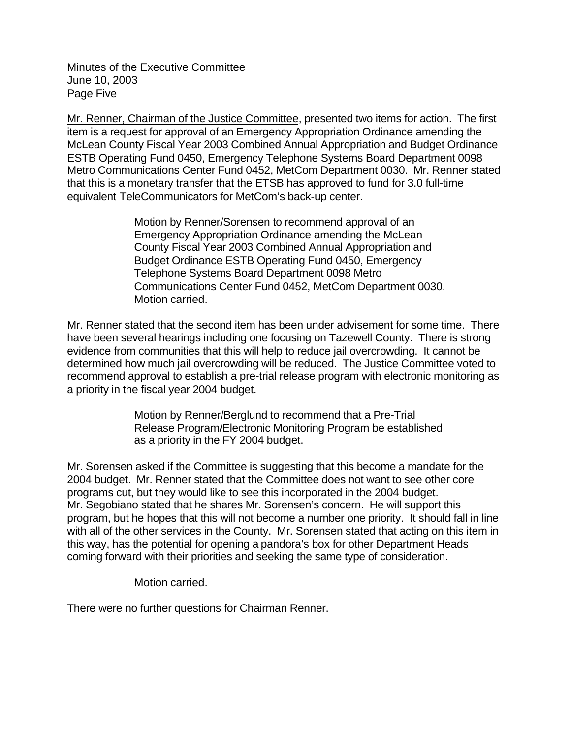Mr. Renner, Chairman of the Justice Committee, presented two items for action. The first item is a request for approval of an Emergency Appropriation Ordinance amending the McLean County Fiscal Year 2003 Combined Annual Appropriation and Budget Ordinance ESTB Operating Fund 0450, Emergency Telephone Systems Board Department 0098 Metro Communications Center Fund 0452, MetCom Department 0030. Mr. Renner stated that this is a monetary transfer that the ETSB has approved to fund for 3.0 full-time equivalent TeleCommunicators for MetCom's back-up center.

> Motion by Renner/Sorensen to recommend approval of an Emergency Appropriation Ordinance amending the McLean County Fiscal Year 2003 Combined Annual Appropriation and Budget Ordinance ESTB Operating Fund 0450, Emergency Telephone Systems Board Department 0098 Metro Communications Center Fund 0452, MetCom Department 0030. Motion carried.

Mr. Renner stated that the second item has been under advisement for some time. There have been several hearings including one focusing on Tazewell County. There is strong evidence from communities that this will help to reduce jail overcrowding. It cannot be determined how much jail overcrowding will be reduced. The Justice Committee voted to recommend approval to establish a pre-trial release program with electronic monitoring as a priority in the fiscal year 2004 budget.

> Motion by Renner/Berglund to recommend that a Pre-Trial Release Program/Electronic Monitoring Program be established as a priority in the FY 2004 budget.

Mr. Sorensen asked if the Committee is suggesting that this become a mandate for the 2004 budget. Mr. Renner stated that the Committee does not want to see other core programs cut, but they would like to see this incorporated in the 2004 budget. Mr. Segobiano stated that he shares Mr. Sorensen's concern. He will support this program, but he hopes that this will not become a number one priority. It should fall in line with all of the other services in the County. Mr. Sorensen stated that acting on this item in this way, has the potential for opening a pandora's box for other Department Heads coming forward with their priorities and seeking the same type of consideration.

> Motion carried.

There were no further questions for Chairman Renner.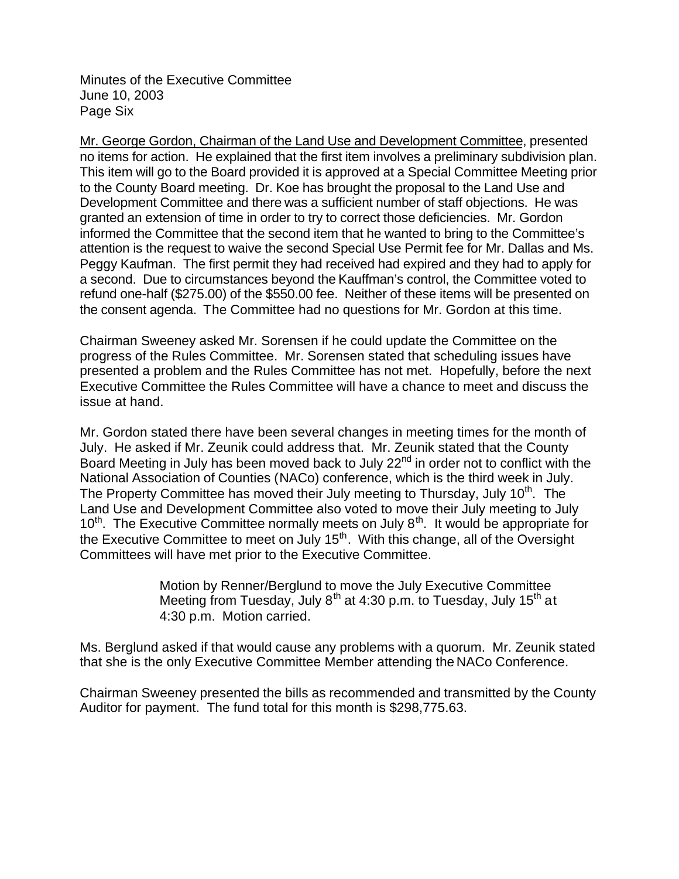Minutes of the Executive Committee
June 10, 2003
Page Six

Mr. George Gordon, Chairman of the Land Use and Development Committee, presented no items for action. He explained that the first item involves a preliminary subdivision plan. This item will go to the Board provided it is approved at a Special Committee Meeting prior to the County Board meeting. Dr. Koe has brought the proposal to the Land Use and Development Committee and there was a sufficient number of staff objections. He was granted an extension of time in order to try to correct those deficiencies. Mr. Gordon informed the Committee that the second item that he wanted to bring to the Committee's attention is the request to waive the second Special Use Permit fee for Mr. Dallas and Ms. Peggy Kaufman. The first permit they had received had expired and they had to apply for a second. Due to circumstances beyond the Kauffman's control, the Committee voted to refund one-half ($275.00) of the $550.00 fee. Neither of these items will be presented on the consent agenda. The Committee had no questions for Mr. Gordon at this time.

Chairman Sweeney asked Mr. Sorensen if he could update the Committee on the progress of the Rules Committee. Mr. Sorensen stated that scheduling issues have presented a problem and the Rules Committee has not met. Hopefully, before the next Executive Committee the Rules Committee will have a chance to meet and discuss the issue at hand.

Mr. Gordon stated there have been several changes in meeting times for the month of July. He asked if Mr. Zeunik could address that. Mr. Zeunik stated that the County Board Meeting in July has been moved back to July 22nd in order not to conflict with the National Association of Counties (NACo) conference, which is the third week in July. The Property Committee has moved their July meeting to Thursday, July 10th. The Land Use and Development Committee also voted to move their July meeting to July 10th. The Executive Committee normally meets on July 8th. It would be appropriate for the Executive Committee to meet on July 15th. With this change, all of the Oversight Committees will have met prior to the Executive Committee.

> Motion by Renner/Berglund to move the July Executive Committee Meeting from Tuesday, July 8th at 4:30 p.m. to Tuesday, July 15th at 4:30 p.m. Motion carried.

Ms. Berglund asked if that would cause any problems with a quorum. Mr. Zeunik stated that she is the only Executive Committee Member attending the NACo Conference.

Chairman Sweeney presented the bills as recommended and transmitted by the County Auditor for payment. The fund total for this month is $298,775.63.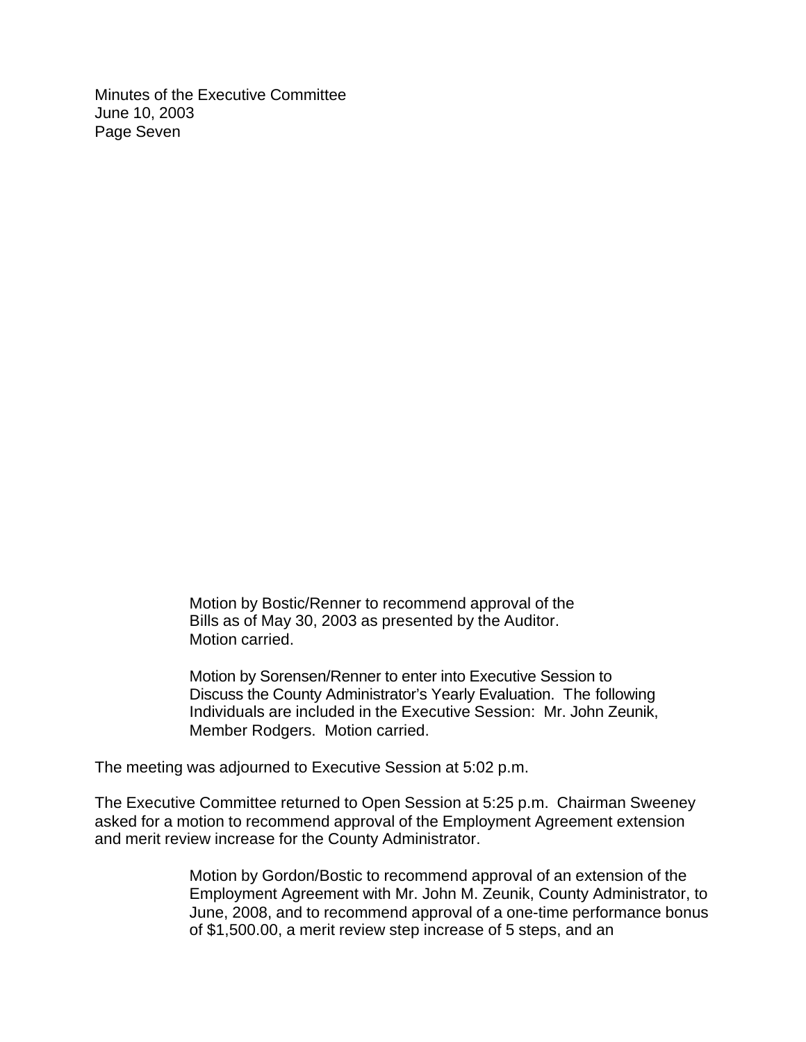Motion by Bostic/Renner to recommend approval of the Bills as of May 30, 2003 as presented by the Auditor. Motion carried.

Motion by Sorensen/Renner to enter into Executive Session to Discuss the County Administrator's Yearly Evaluation. The following Individuals are included in the Executive Session: Mr. John Zeunik, Member Rodgers. Motion carried.

The meeting was adjourned to Executive Session at 5:02 p.m.

The Executive Committee returned to Open Session at 5:25 p.m. Chairman Sweeney asked for a motion to recommend approval of the Employment Agreement extension and merit review increase for the County Administrator.

Motion by Gordon/Bostic to recommend approval of an extension of the Employment Agreement with Mr. John M. Zeunik, County Administrator, to June, 2008, and to recommend approval of a one-time performance bonus of $1,500.00, a merit review step increase of 5 steps, and an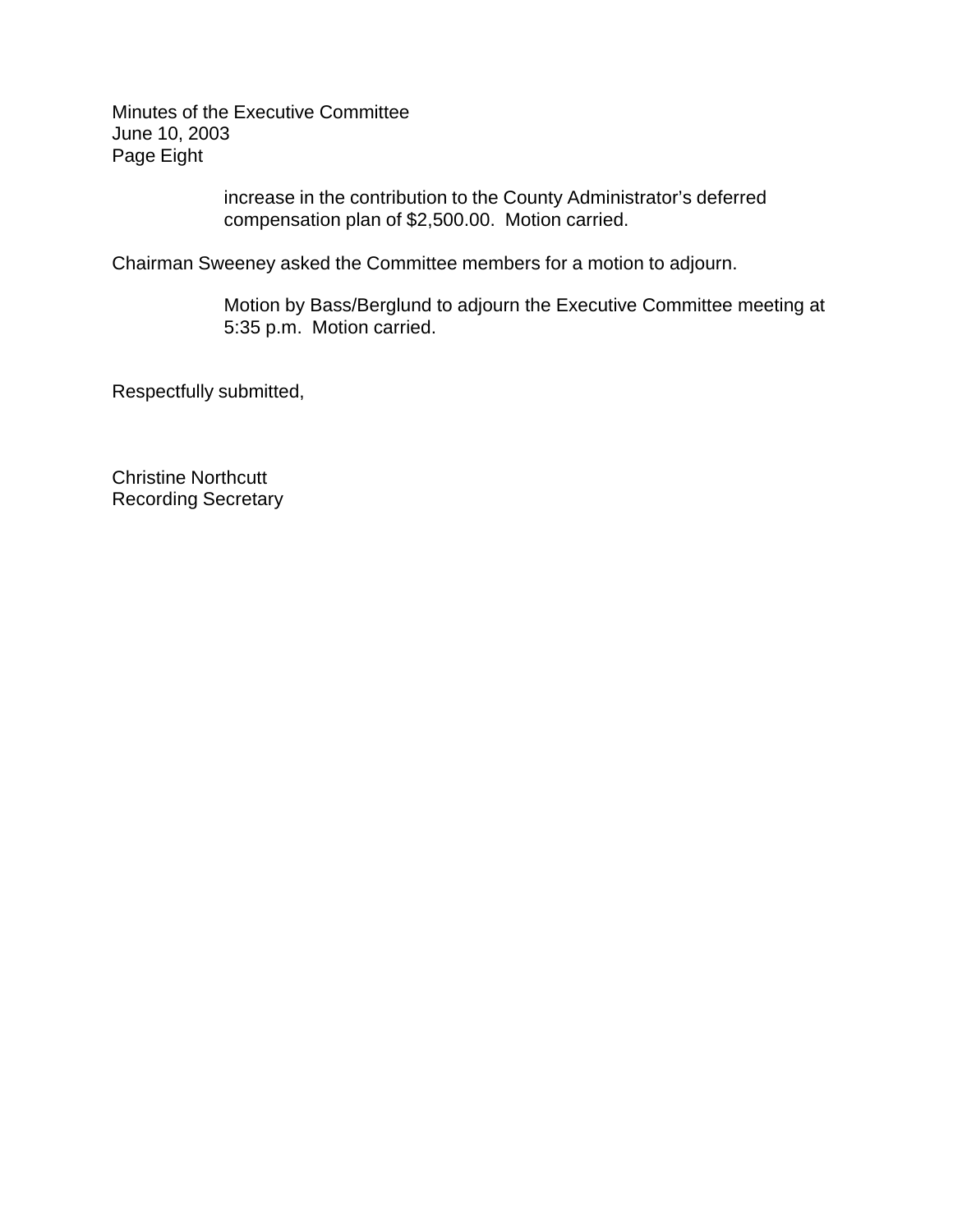increase in the contribution to the County Administrator's deferred compensation plan of $2,500.00. Motion carried.

Chairman Sweeney asked the Committee members for a motion to adjourn.

Motion by Bass/Berglund to adjourn the Executive Committee meeting at 5:35 p.m. Motion carried.

Respectfully submitted,

Christine Northcutt
Recording Secretary